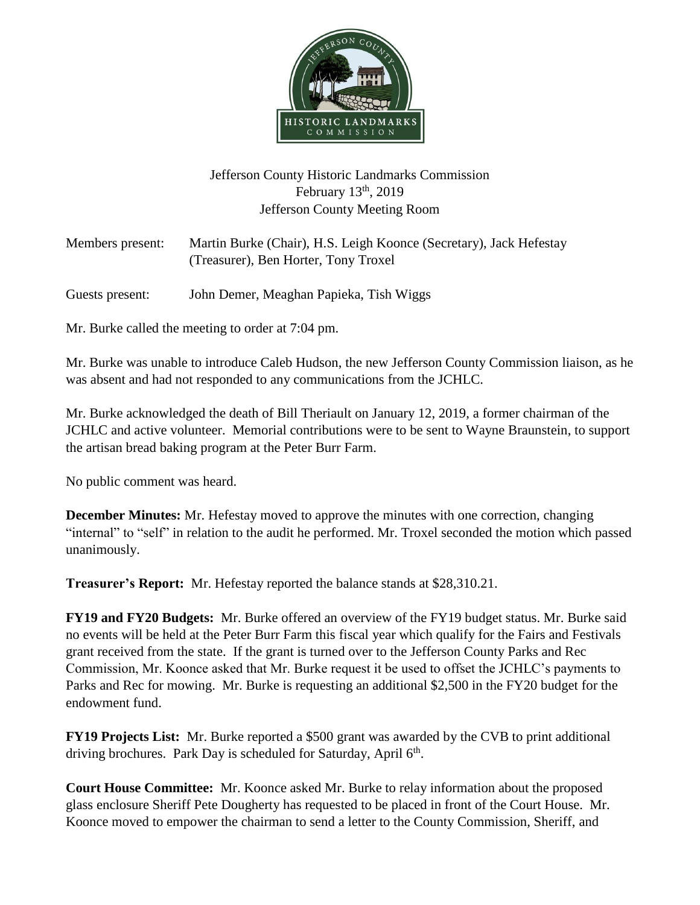Jefferson County Historic Landmarks Commission
February 13th, 2019
Jefferson County Meeting Room

Members present: Martin Burke (Chair), H.S. Leigh Koonce (Secretary), Jack Hefestay (Treasurer), Ben Horter, Tony Troxel

Guests present: John Demer, Meaghan Papieka, Tish Wiggs

Mr. Burke called the meeting to order at 7:04 pm.

Mr. Burke was unable to introduce Caleb Hudson, the new Jefferson County Commission liaison, as he was absent and had not responded to any communications from the JCHLC.

Mr. Burke acknowledged the death of Bill Theriault on January 12, 2019, a former chairman of the JCHLC and active volunteer. Memorial contributions were to be sent to Wayne Braunstein, to support the artisan bread baking program at the Peter Burr Farm.

No public comment was heard.

**December Minutes:** Mr. Hefestay moved to approve the minutes with one correction, changing "internal" to "self" in relation to the audit he performed. Mr. Troxel seconded the motion which passed unanimously.

**Treasurer's Report:** Mr. Hefestay reported the balance stands at $28,310.21.

**FY19 and FY20 Budgets:** Mr. Burke offered an overview of the FY19 budget status. Mr. Burke said no events will be held at the Peter Burr Farm this fiscal year which qualify for the Fairs and Festivals grant received from the state. If the grant is turned over to the Jefferson County Parks and Rec Commission, Mr. Koonce asked that Mr. Burke request it be used to offset the JCHLC's payments to Parks and Rec for mowing. Mr. Burke is requesting an additional $2,500 in the FY20 budget for the endowment fund.

**FY19 Projects List:** Mr. Burke reported a $500 grant was awarded by the CVB to print additional driving brochures. Park Day is scheduled for Saturday, April 6th.

**Court House Committee:** Mr. Koonce asked Mr. Burke to relay information about the proposed glass enclosure Sheriff Pete Dougherty has requested to be placed in front of the Court House. Mr. Koonce moved to empower the chairman to send a letter to the County Commission, Sheriff, and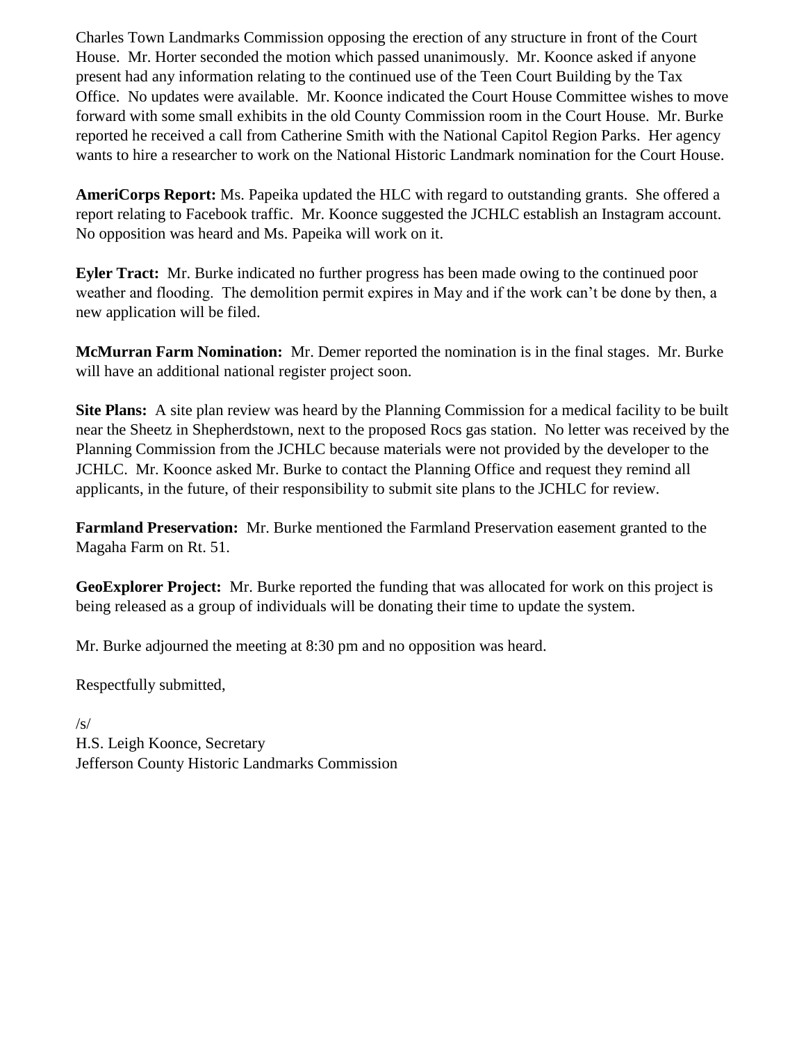Charles Town Landmarks Commission opposing the erection of any structure in front of the Court House. Mr. Horter seconded the motion which passed unanimously. Mr. Koonce asked if anyone present had any information relating to the continued use of the Teen Court Building by the Tax Office. No updates were available. Mr. Koonce indicated the Court House Committee wishes to move forward with some small exhibits in the old County Commission room in the Court House. Mr. Burke reported he received a call from Catherine Smith with the National Capitol Region Parks. Her agency wants to hire a researcher to work on the National Historic Landmark nomination for the Court House.

**AmeriCorps Report:** Ms. Papeika updated the HLC with regard to outstanding grants. She offered a report relating to Facebook traffic. Mr. Koonce suggested the JCHLC establish an Instagram account. No opposition was heard and Ms. Papeika will work on it.

**Eyler Tract:** Mr. Burke indicated no further progress has been made owing to the continued poor weather and flooding. The demolition permit expires in May and if the work can't be done by then, a new application will be filed.

**McMurran Farm Nomination:** Mr. Demer reported the nomination is in the final stages. Mr. Burke will have an additional national register project soon.

**Site Plans:** A site plan review was heard by the Planning Commission for a medical facility to be built near the Sheetz in Shepherdstown, next to the proposed Rocs gas station. No letter was received by the Planning Commission from the JCHLC because materials were not provided by the developer to the JCHLC. Mr. Koonce asked Mr. Burke to contact the Planning Office and request they remind all applicants, in the future, of their responsibility to submit site plans to the JCHLC for review.

**Farmland Preservation:** Mr. Burke mentioned the Farmland Preservation easement granted to the Magaha Farm on Rt. 51.

**GeoExplorer Project:** Mr. Burke reported the funding that was allocated for work on this project is being released as a group of individuals will be donating their time to update the system.

Mr. Burke adjourned the meeting at 8:30 pm and no opposition was heard.

Respectfully submitted,

/s/
H.S. Leigh Koonce, Secretary
Jefferson County Historic Landmarks Commission